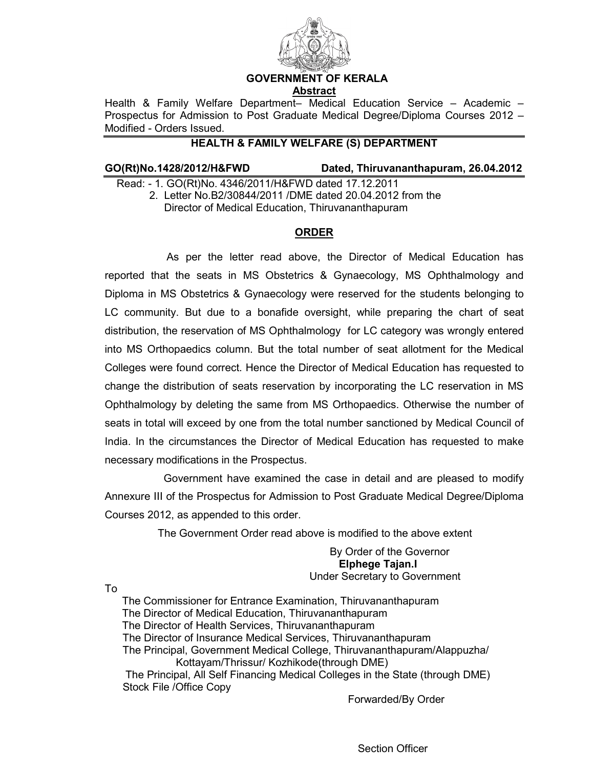# GOVERNMENT OF KERALA

## Abstract

Health & Family Welfare Department– Medical Education Service – Academic – Prospectus for Admission to Post Graduate Medical Degree/Diploma Courses 2012 – Modified - Orders Issued.

## HEALTH & FAMILY WELFARE (S) DEPARTMENT

**GO(Rt)No.1428/2012/H&FWD** **Dated, Thiruvananthapuram, 26.04.2012**

Read: - 1. GO(Rt)No. 4346/2011/H&FWD dated 17.12.2011
2. Letter No.B2/30844/2011 /DME dated 20.04.2012 from the Director of Medical Education, Thiruvananthapuram

## ORDER

As per the letter read above, the Director of Medical Education has reported that the seats in MS Obstetrics & Gynaecology, MS Ophthalmology and Diploma in MS Obstetrics & Gynaecology were reserved for the students belonging to LC community. But due to a bonafide oversight, while preparing the chart of seat distribution, the reservation of MS Ophthalmology for LC category was wrongly entered into MS Orthopaedics column. But the total number of seat allotment for the Medical Colleges were found correct. Hence the Director of Medical Education has requested to change the distribution of seats reservation by incorporating the LC reservation in MS Ophthalmology by deleting the same from MS Orthopaedics. Otherwise the number of seats in total will exceed by one from the total number sanctioned by Medical Council of India. In the circumstances the Director of Medical Education has requested to make necessary modifications in the Prospectus.

Government have examined the case in detail and are pleased to modify Annexure III of the Prospectus for Admission to Post Graduate Medical Degree/Diploma Courses 2012, as appended to this order.

The Government Order read above is modified to the above extent

By Order of the Governor
**Elphege Tajan.I**
Under Secretary to Government

To

The Commissioner for Entrance Examination, Thiruvananthapuram
The Director of Medical Education, Thiruvananthapuram
The Director of Health Services, Thiruvananthapuram
The Director of Insurance Medical Services, Thiruvananthapuram
The Principal, Government Medical College, Thiruvananthapuram/Alappuzha/ Kottayam/Thrissur/ Kozhikode(through DME)
The Principal, All Self Financing Medical Colleges in the State (through DME)
Stock File /Office Copy

Forwarded/By Order

Section Officer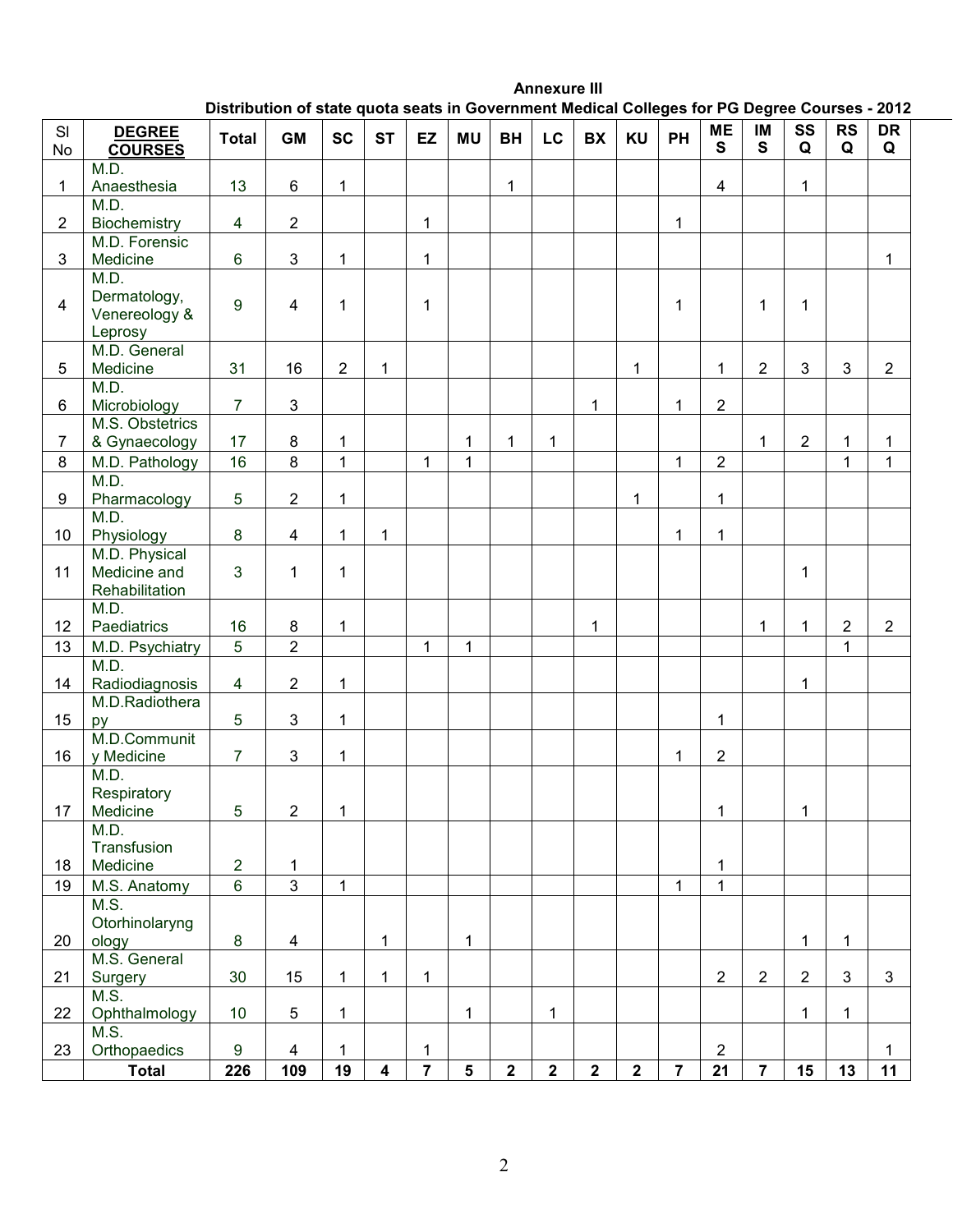**Annexure III**

**Distribution of state quota seats in Government Medical Colleges for PG Degree Courses - 2012**

| Sl No | DEGREE COURSES | Total | GM | SC | ST | EZ | MU | BH | LC | BX | KU | PH | MES | IMS | SSQ | RSQ | DRQ |
|---|---|---|---|---|---|---|---|---|---|---|---|---|---|---|---|---|---|
| 1 | M.D. Anaesthesia | 13 | 6 | 1 | | | | 1 | | | | | 4 | | 1 | | |
| 2 | M.D. Biochemistry | 4 | 2 | | | 1 | | | | | | 1 | | | | | |
| 3 | M.D. Forensic Medicine | 6 | 3 | 1 | | 1 | | | | | | | | | | | 1 |
| 4 | M.D. Dermatology, Venereology & Leprosy | 9 | 4 | 1 | | 1 | | | | | | 1 | | 1 | 1 | | |
| 5 | M.D. General Medicine | 31 | 16 | 2 | 1 | | | | | | 1 | | 1 | 2 | 3 | 3 | 2 |
| 6 | M.D. Microbiology | 7 | 3 | | | | | | | 1 | | 1 | 2 | | | | |
| 7 | M.S. Obstetrics & Gynaecology | 17 | 8 | 1 | | | 1 | 1 | 1 | | | | | 1 | 2 | 1 | 1 |
| 8 | M.D. Pathology | 16 | 8 | 1 | | 1 | 1 | | | | | 1 | 2 | | | 1 | 1 |
| 9 | M.D. Pharmacology | 5 | 2 | 1 | | | | | | | 1 | | 1 | | | | |
| 10 | M.D. Physiology | 8 | 4 | 1 | 1 | | | | | | | 1 | 1 | | | | |
| 11 | M.D. Physical Medicine and Rehabilitation | 3 | 1 | 1 | | | | | | | | | | | 1 | | |
| 12 | M.D. Paediatrics | 16 | 8 | 1 | | | | | | 1 | | | | 1 | 1 | 2 | 2 |
| 13 | M.D. Psychiatry | 5 | 2 | | | 1 | 1 | | | | | | | | | 1 | |
| 14 | M.D. Radiodiagnosis | 4 | 2 | 1 | | | | | | | | | | | 1 | | |
| 15 | M.D.Radiotherapy | 5 | 3 | 1 | | | | | | | | | 1 | | | | |
| 16 | M.D.Community Medicine | 7 | 3 | 1 | | | | | | | | 1 | 2 | | | | |
| 17 | M.D. Respiratory Medicine | 5 | 2 | 1 | | | | | | | | | 1 | | 1 | | |
| 18 | M.D. Transfusion Medicine | 2 | 1 | | | | | | | | | | 1 | | | | |
| 19 | M.S. Anatomy | 6 | 3 | 1 | | | | | | | | 1 | 1 | | | | |
| 20 | M.S. Otorhinolaryngology | 8 | 4 | | 1 | | 1 | | | | | | | | 1 | 1 | |
| 21 | M.S. General Surgery | 30 | 15 | 1 | 1 | 1 | | | | | | | 2 | 2 | 2 | 3 | 3 |
| 22 | M.S. Ophthalmology | 10 | 5 | 1 | | | 1 | | 1 | | | | | | 1 | 1 | |
| 23 | M.S. Orthopaedics | 9 | 4 | 1 | | 1 | | | | | | | 2 | | | | 1 |
| | **Total** | **226** | **109** | **19** | **4** | **7** | **5** | **2** | **2** | **2** | **2** | **7** | **21** | **7** | **15** | **13** | **11** |